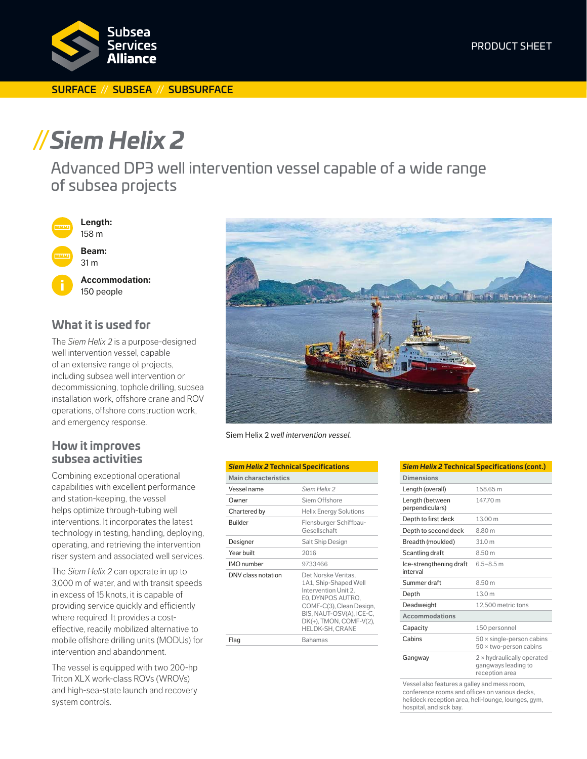Subsea Services Alliance

PRODUCT SHEET

SURFACE // SUBSEA // SUBSURFACE

# //*Siem Helix 2*

## Advanced DP3 well intervention vessel capable of a wide range of subsea projects

**Length:**
158 m

**Beam:**
31 m

**Accommodation:**
150 people

### What it is used for

The *Siem Helix 2* is a purpose-designed well intervention vessel, capable of an extensive range of projects, including subsea well intervention or decommissioning, tophole drilling, subsea installation work, offshore crane and ROV operations, offshore construction work, and emergency response.

### How it improves subsea activities

Combining exceptional operational capabilities with excellent performance and station-keeping, the vessel helps optimize through-tubing well interventions. It incorporates the latest technology in testing, handling, deploying, operating, and retrieving the intervention riser system and associated well services.

The *Siem Helix 2* can operate in up to 3,000 m of water, and with transit speeds in excess of 15 knots, it is capable of providing service quickly and efficiently where required. It provides a cost-effective, readily mobilized alternative to mobile offshore drilling units (MODUs) for intervention and abandonment.

The vessel is equipped with two 200-hp Triton XLX work-class ROVs (WROVs) and high-sea-state launch and recovery system controls.

Siem Helix 2 *well intervention vessel.*

| ***Siem Helix 2* Technical Specifications** | |
|---|---|
| **Main characteristics** | |
| Vessel name | *Siem Helix 2* |
| Owner | Siem Offshore |
| Chartered by | Helix Energy Solutions |
| Builder | Flensburger Schiffbau-Gesellschaft |
| Designer | Salt Ship Design |
| Year built | 2016 |
| IMO number | 9733466 |
| DNV class notation | Det Norske Veritas, 1A1, Ship-Shaped Well Intervention Unit 2, E0, DYNPOS AUTRO, COMF-C(3), Clean Design, BIS, NAUT-OSV(A), ICE-C, DK(+), TMON, COMF-V(2), HELDK-SH, CRANE |
| Flag | Bahamas |

| ***Siem Helix 2* Technical Specifications (cont.)** | |
|---|---|
| **Dimensions** | |
| Length (overall) | 158.65 m |
| Length (between perpendiculars) | 147.70 m |
| Depth to first deck | 13.00 m |
| Depth to second deck | 8.80 m |
| Breadth (moulded) | 31.0 m |
| Scantling draft | 8.50 m |
| Ice-strengthening draft interval | 6.5–8.5 m |
| Summer draft | 8.50 m |
| Depth | 13.0 m |
| Deadweight | 12,500 metric tons |
| **Accommodations** | |
| Capacity | 150 personnel |
| Cabins | 50 × single-person cabins<br>50 × two-person cabins |
| Gangway | 2 × hydraulically operated gangways leading to reception area |
| Vessel also features a galley and mess room, conference rooms and offices on various decks, helideck reception area, heli-lounge, lounges, gym, hospital, and sick bay. | |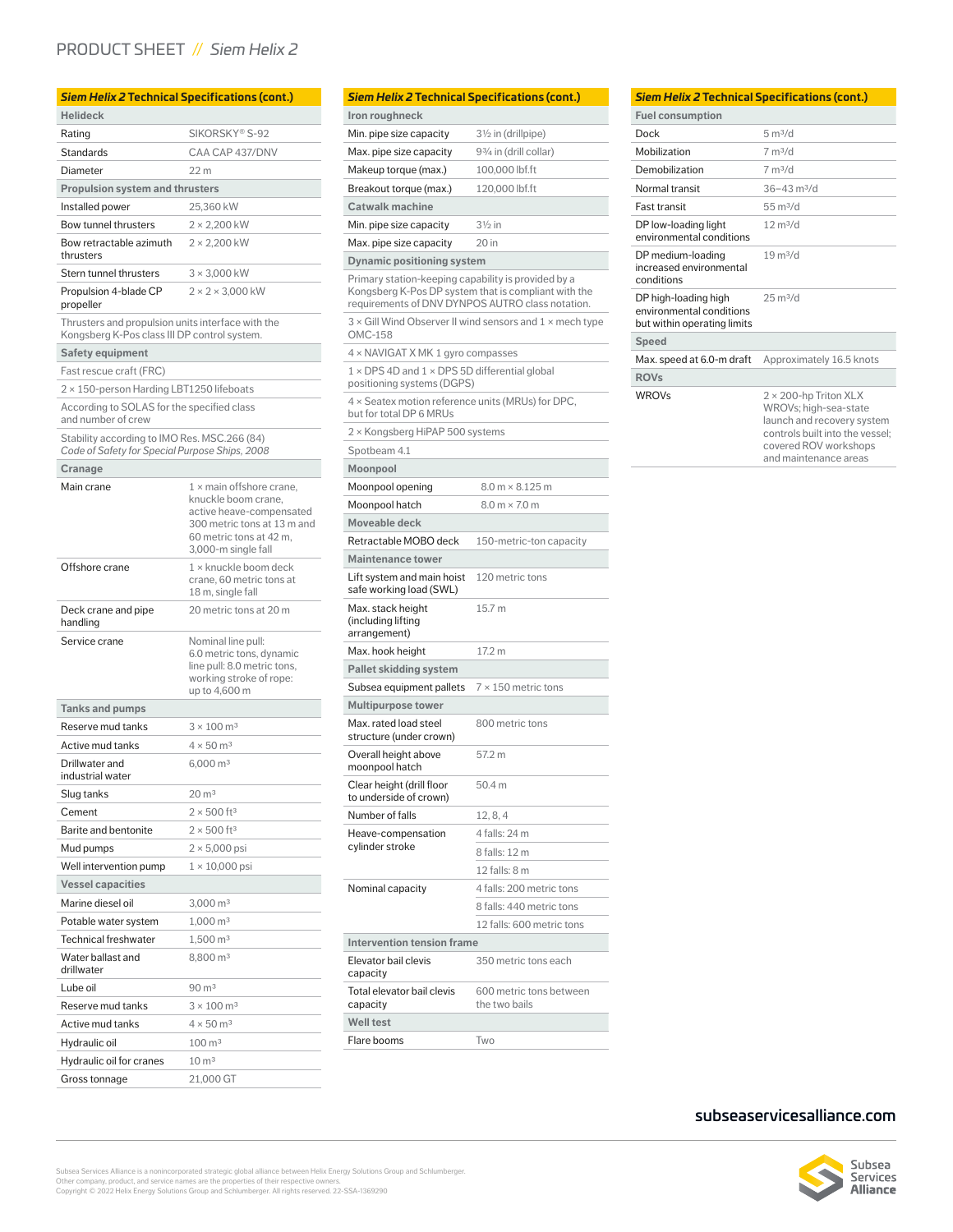| *Siem Helix 2* Technical Specifications (cont.) | |
|---|---|
| **Helideck** | |
| Rating | SIKORSKY® S-92 |
| Standards | CAA CAP 437/DNV |
| Diameter | 22 m |
| **Propulsion system and thrusters** | |
| Installed power | 25,360 kW |
| Bow tunnel thrusters | 2 × 2,200 kW |
| Bow retractable azimuth thrusters | 2 × 2,200 kW |
| Stern tunnel thrusters | 3 × 3,000 kW |
| Propulsion 4-blade CP propeller | 2 × 2 × 3,000 kW |
| Thrusters and propulsion units interface with the Kongsberg K-Pos class III DP control system. | |
| **Safety equipment** | |
| Fast rescue craft (FRC) | |
| 2 × 150-person Harding LBT1250 lifeboats | |
| According to SOLAS for the specified class and number of crew | |
| Stability according to IMO Res. MSC.266 (84) *Code of Safety for Special Purpose Ships, 2008* | |
| **Cranage** | |
| Main crane | 1 × main offshore crane, knuckle boom crane, active heave-compensated 300 metric tons at 13 m and 60 metric tons at 42 m, 3,000-m single fall |
| Offshore crane | 1 × knuckle boom deck crane, 60 metric tons at 18 m, single fall |
| Deck crane and pipe handling | 20 metric tons at 20 m |
| Service crane | Nominal line pull: 6.0 metric tons, dynamic line pull: 8.0 metric tons, working stroke of rope: up to 4,600 m |
| **Tanks and pumps** | |
| Reserve mud tanks | 3 × 100 m³ |
| Active mud tanks | 4 × 50 m³ |
| Drillwater and industrial water | 6,000 m³ |
| Slug tanks | 20 m³ |
| Cement | 2 × 500 ft³ |
| Barite and bentonite | 2 × 500 ft³ |
| Mud pumps | 2 × 5,000 psi |
| Well intervention pump | 1 × 10,000 psi |
| **Vessel capacities** | |
| Marine diesel oil | 3,000 m³ |
| Potable water system | 1,000 m³ |
| Technical freshwater | 1,500 m³ |
| Water ballast and drillwater | 8,800 m³ |
| Lube oil | 90 m³ |
| Reserve mud tanks | 3 × 100 m³ |
| Active mud tanks | 4 × 50 m³ |
| Hydraulic oil | 100 m³ |
| Hydraulic oil for cranes | 10 m³ |
| Gross tonnage | 21,000 GT |

| *Siem Helix 2* Technical Specifications (cont.) | |
|---|---|
| **Iron roughneck** | |
| Min. pipe size capacity | 3½ in (drillpipe) |
| Max. pipe size capacity | 9¾ in (drill collar) |
| Makeup torque (max.) | 100,000 lbf.ft |
| Breakout torque (max.) | 120,000 lbf.ft |
| **Catwalk machine** | |
| Min. pipe size capacity | 3½ in |
| Max. pipe size capacity | 20 in |
| **Dynamic positioning system** | |
| Primary station-keeping capability is provided by a Kongsberg K-Pos DP system that is compliant with the requirements of DNV DYNPOS AUTRO class notation. | |
| 3 × Gill Wind Observer II wind sensors and 1 × mech type OMC-158 | |
| 4 × NAVIGAT X MK 1 gyro compasses | |
| 1 × DPS 4D and 1 × DPS 5D differential global positioning systems (DGPS) | |
| 4 × Seatex motion reference units (MRUs) for DPC, but for total DP 6 MRUs | |
| 2 × Kongsberg HiPAP 500 systems | |
| Spotbeam 4.1 | |
| **Moonpool** | |
| Moonpool opening | 8.0 m × 8.125 m |
| Moonpool hatch | 8.0 m × 7.0 m |
| **Moveable deck** | |
| Retractable MOBO deck | 150-metric-ton capacity |
| **Maintenance tower** | |
| Lift system and main hoist safe working load (SWL) | 120 metric tons |
| Max. stack height (including lifting arrangement) | 15.7 m |
| Max. hook height | 17.2 m |
| **Pallet skidding system** | |
| Subsea equipment pallets | 7 × 150 metric tons |
| **Multipurpose tower** | |
| Max. rated load steel structure (under crown) | 800 metric tons |
| Overall height above moonpool hatch | 57.2 m |
| Clear height (drill floor to underside of crown) | 50.4 m |
| Number of falls | 12, 8, 4 |
| Heave-compensation cylinder stroke | 4 falls: 24 m |
| | 8 falls: 12 m |
| | 12 falls: 8 m |
| Nominal capacity | 4 falls: 200 metric tons |
| | 8 falls: 440 metric tons |
| | 12 falls: 600 metric tons |
| **Intervention tension frame** | |
| Elevator bail clevis capacity | 350 metric tons each |
| Total elevator bail clevis capacity | 600 metric tons between the two bails |
| **Well test** | |
| Flare booms | Two |

| *Siem Helix 2* Technical Specifications (cont.) | |
|---|---|
| **Fuel consumption** | |
| Dock | 5 m³/d |
| Mobilization | 7 m³/d |
| Demobilization | 7 m³/d |
| Normal transit | 36–43 m³/d |
| Fast transit | 55 m³/d |
| DP low-loading light environmental conditions | 12 m³/d |
| DP medium-loading increased environmental conditions | 19 m³/d |
| DP high-loading high environmental conditions but within operating limits | 25 m³/d |
| **Speed** | |
| Max. speed at 6.0-m draft | Approximately 16.5 knots |
| **ROVs** | |
| WROVs | 2 × 200-hp Triton XLX WROVs; high-sea-state launch and recovery system controls built into the vessel; covered ROV workshops and maintenance areas |

subseaservicesalliance.com

Subsea Services Alliance is a nonincorporated strategic global alliance between Helix Energy Solutions Group and Schlumberger.
Other company, product, and service names are the properties of their respective owners.
Copyright © 2022 Helix Energy Solutions Group and Schlumberger. All rights reserved. 22-SSA-1369290

Subsea Services Alliance